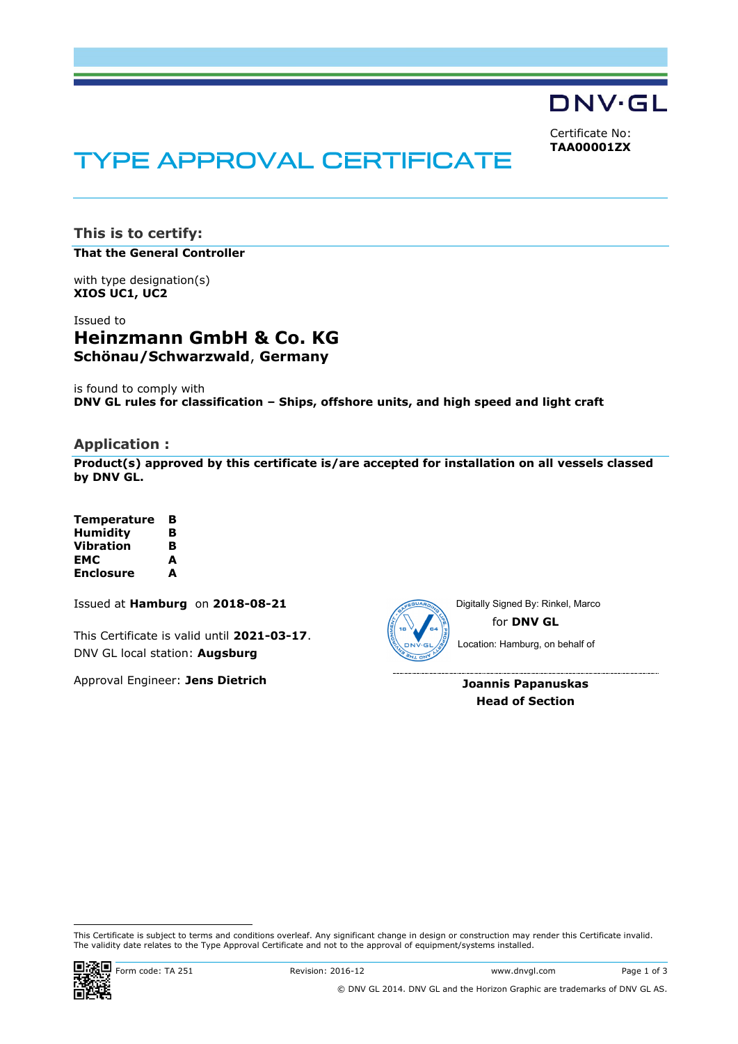DNV·GL

Certificate No:
**TAA00001ZX**

# TYPE APPROVAL CERTIFICATE

## This is to certify:

**That the General Controller**

with type designation(s)
**XIOS UC1, UC2**

Issued to
### Heinzmann GmbH & Co. KG
**Schönau/Schwarzwald, Germany**

is found to comply with
**DNV GL rules for classification – Ships, offshore units, and high speed and light craft**

## Application :

**Product(s) approved by this certificate is/are accepted for installation on all vessels classed by DNV GL.**

| | |
|---|---|
| **Temperature** | **B** |
| **Humidity** | **B** |
| **Vibration** | **B** |
| **EMC** | **A** |
| **Enclosure** | **A** |

Issued at **Hamburg** on **2018-08-21**

This Certificate is valid until **2021-03-17**.
DNV GL local station: **Augsburg**

Approval Engineer: **Jens Dietrich**

Digitally Signed By: Rinkel, Marco
for **DNV GL**
Location: Hamburg, on behalf of

**Joannis Papanuskas**
**Head of Section**

This Certificate is subject to terms and conditions overleaf. Any significant change in design or construction may render this Certificate invalid. The validity date relates to the Type Approval Certificate and not to the approval of equipment/systems installed.

Form code: TA 251 Revision: 2016-12 www.dnvgl.com

© DNV GL 2014. DNV GL and the Horizon Graphic are trademarks of DNV GL AS.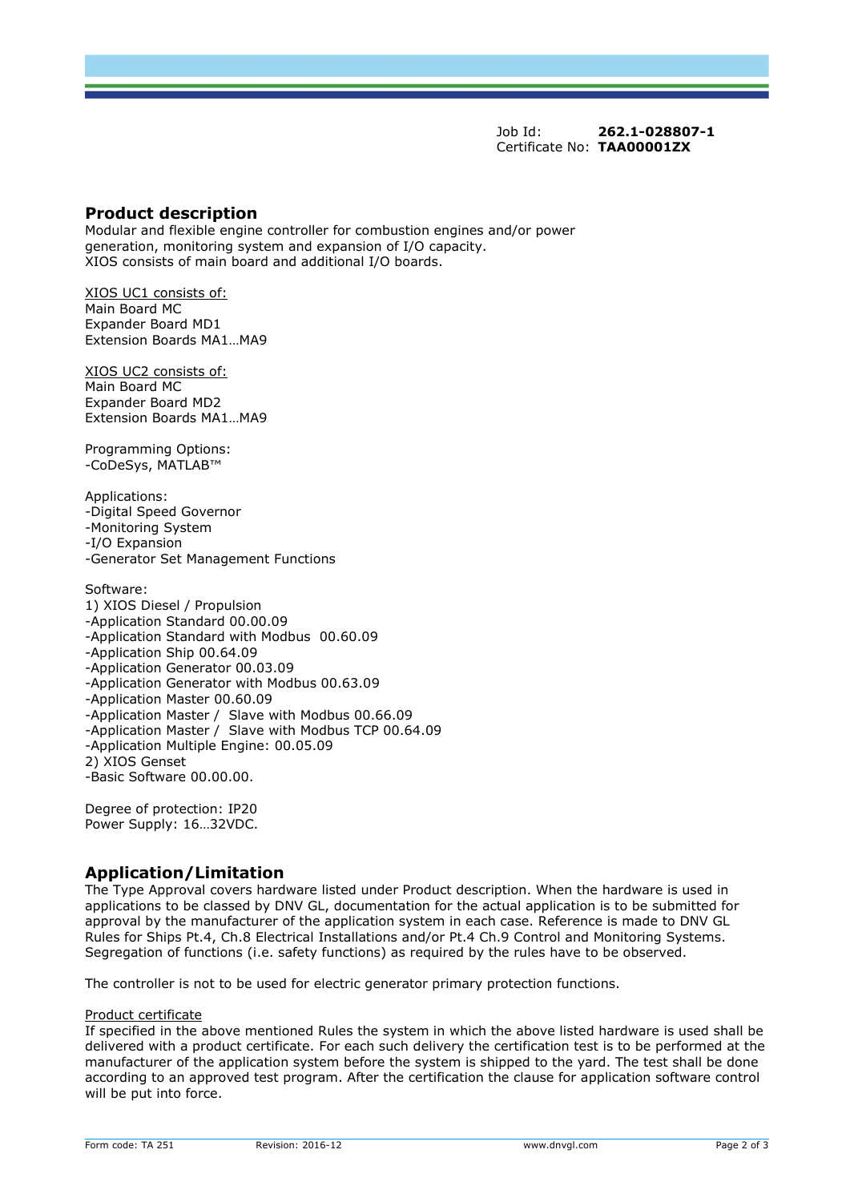Job Id: **262.1-028807-1**
Certificate No: **TAA00001ZX**

## Product description

Modular and flexible engine controller for combustion engines and/or power generation, monitoring system and expansion of I/O capacity.
XIOS consists of main board and additional I/O boards.

<u>XIOS UC1 consists of:</u>
Main Board MC
Expander Board MD1
Extension Boards MA1…MA9

<u>XIOS UC2 consists of:</u>
Main Board MC
Expander Board MD2
Extension Boards MA1…MA9

Programming Options:
-CoDeSys, MATLAB™

Applications:
-Digital Speed Governor
-Monitoring System
-I/O Expansion
-Generator Set Management Functions

Software:
1) XIOS Diesel / Propulsion
-Application Standard 00.00.09
-Application Standard with Modbus 00.60.09
-Application Ship 00.64.09
-Application Generator 00.03.09
-Application Generator with Modbus 00.63.09
-Application Master 00.60.09
-Application Master / Slave with Modbus 00.66.09
-Application Master / Slave with Modbus TCP 00.64.09
-Application Multiple Engine: 00.05.09
2) XIOS Genset
-Basic Software 00.00.00.

Degree of protection: IP20
Power Supply: 16…32VDC.

## Application/Limitation

The Type Approval covers hardware listed under Product description. When the hardware is used in applications to be classed by DNV GL, documentation for the actual application is to be submitted for approval by the manufacturer of the application system in each case. Reference is made to DNV GL Rules for Ships Pt.4, Ch.8 Electrical Installations and/or Pt.4 Ch.9 Control and Monitoring Systems. Segregation of functions (i.e. safety functions) as required by the rules have to be observed.

The controller is not to be used for electric generator primary protection functions.

<u>Product certificate</u>
If specified in the above mentioned Rules the system in which the above listed hardware is used shall be delivered with a product certificate. For each such delivery the certification test is to be performed at the manufacturer of the application system before the system is shipped to the yard. The test shall be done according to an approved test program. After the certification the clause for application software control will be put into force.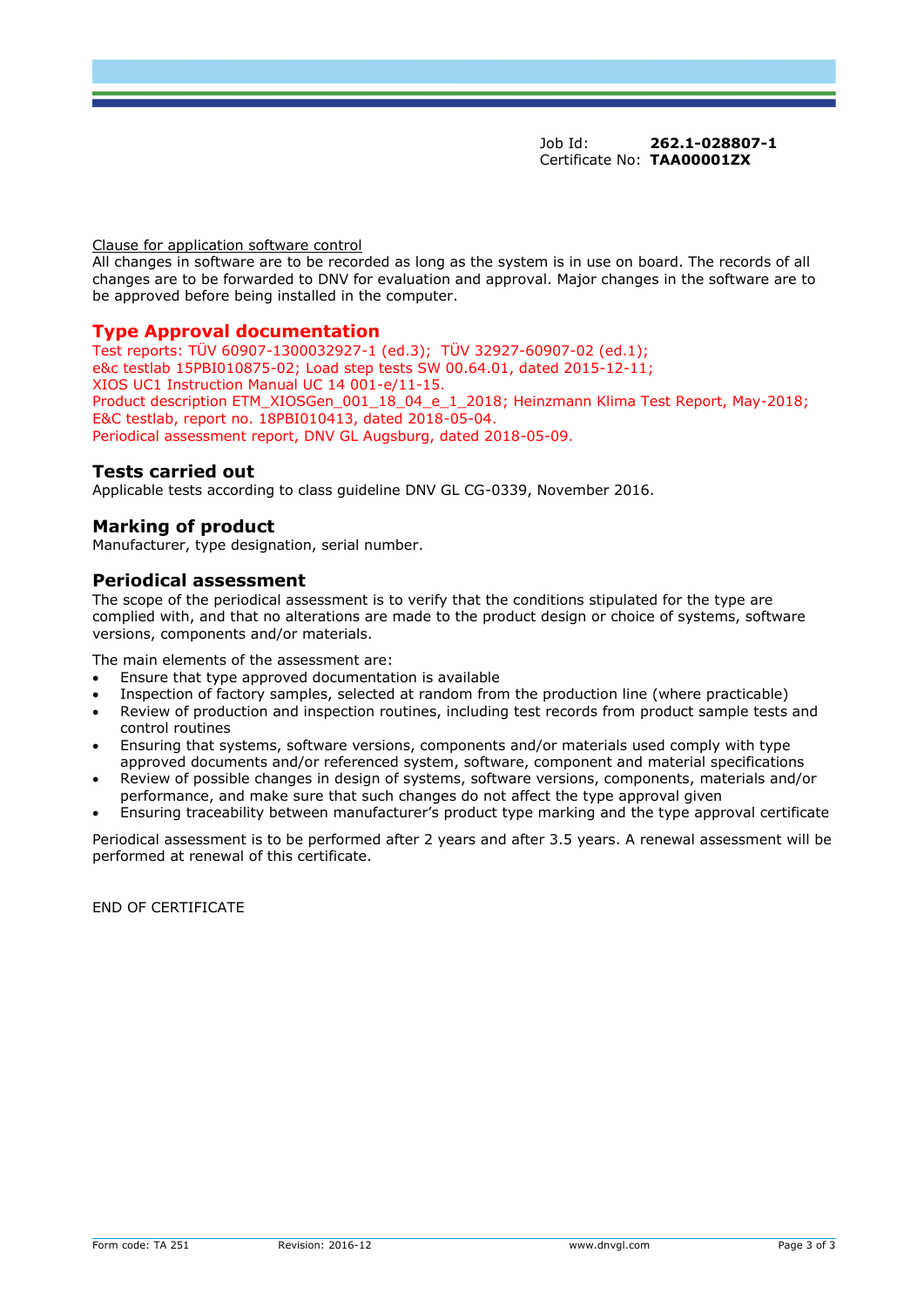Job Id: **262.1-028807-1**
Certificate No: **TAA00001ZX**

Clause for application software control
All changes in software are to be recorded as long as the system is in use on board. The records of all changes are to be forwarded to DNV for evaluation and approval. Major changes in the software are to be approved before being installed in the computer.

## Type Approval documentation

Test reports: TÜV 60907-1300032927-1 (ed.3); TÜV 32927-60907-02 (ed.1);
e&c testlab 15PBI010875-02; Load step tests SW 00.64.01, dated 2015-12-11;
XIOS UC1 Instruction Manual UC 14 001-e/11-15.
Product description ETM_XIOSGen_001_18_04_e_1_2018; Heinzmann Klima Test Report, May-2018;
E&C testlab, report no. 18PBI010413, dated 2018-05-04.
Periodical assessment report, DNV GL Augsburg, dated 2018-05-09.

## Tests carried out

Applicable tests according to class guideline DNV GL CG-0339, November 2016.

## Marking of product

Manufacturer, type designation, serial number.

## Periodical assessment

The scope of the periodical assessment is to verify that the conditions stipulated for the type are complied with, and that no alterations are made to the product design or choice of systems, software versions, components and/or materials.

The main elements of the assessment are:

- Ensure that type approved documentation is available
- Inspection of factory samples, selected at random from the production line (where practicable)
- Review of production and inspection routines, including test records from product sample tests and control routines
- Ensuring that systems, software versions, components and/or materials used comply with type approved documents and/or referenced system, software, component and material specifications
- Review of possible changes in design of systems, software versions, components, materials and/or performance, and make sure that such changes do not affect the type approval given
- Ensuring traceability between manufacturer's product type marking and the type approval certificate

Periodical assessment is to be performed after 2 years and after 3.5 years. A renewal assessment will be performed at renewal of this certificate.

END OF CERTIFICATE